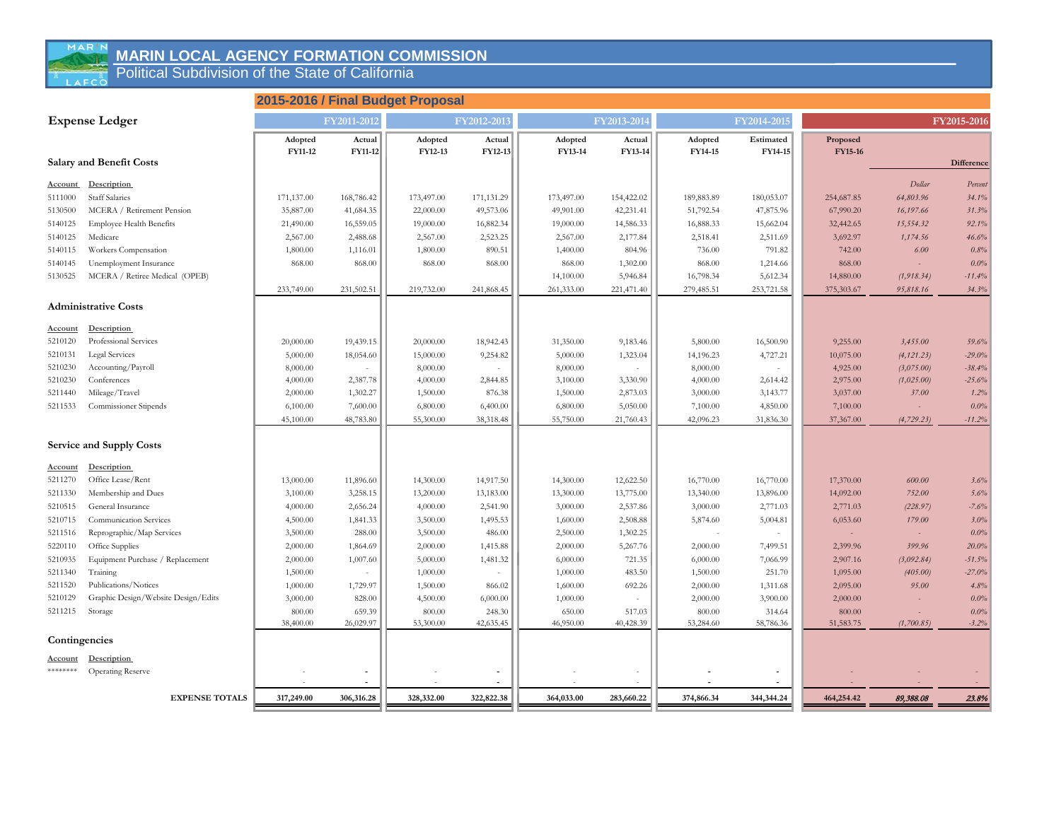# MARIN LOCAL AGENCY FORMATION COMMISSION

Political Subdivision of the State of California

## 2015-2016 / Final Budget Proposal

### Expense Ledger

| Account | Description | Adopted FY11-12 | Actual FY11-12 | Adopted FY12-13 | Actual FY12-13 | Adopted FY13-14 | Actual FY13-14 | Adopted FY14-15 | Estimated FY14-15 | Proposed FY15-16 | Difference Dollar | Difference Percent |
|---|---|---|---|---|---|---|---|---|---|---|---|---|
| **Salary and Benefit Costs** | | | | | | | | | | | | |
| 5111000 | Staff Salaries | 171,137.00 | 168,786.42 | 173,497.00 | 171,131.29 | 173,497.00 | 154,422.02 | 189,883.89 | 180,053.07 | 254,687.85 | *64,803.96* | *34.1%* |
| 5130500 | MCERA / Retirement Pension | 35,887.00 | 41,684.35 | 22,000.00 | 49,573.06 | 49,901.00 | 42,231.41 | 51,792.54 | 47,875.96 | 67,990.20 | *16,197.66* | *31.3%* |
| 5140125 | Employee Health Benefits | 21,490.00 | 16,559.05 | 19,000.00 | 16,882.34 | 19,000.00 | 14,586.33 | 16,888.33 | 15,662.04 | 32,442.65 | *15,554.32* | *92.1%* |
| 5140125 | Medicare | 2,567.00 | 2,488.68 | 2,567.00 | 2,523.25 | 2,567.00 | 2,177.84 | 2,518.41 | 2,511.69 | 3,692.97 | *1,174.56* | *46.6%* |
| 5140115 | Workers Compensation | 1,800.00 | 1,116.01 | 1,800.00 | 890.51 | 1,400.00 | 804.96 | 736.00 | 791.82 | 742.00 | *6.00* | *0.8%* |
| 5140145 | Unemployment Insurance | 868.00 | 868.00 | 868.00 | 868.00 | 868.00 | 1,302.00 | 868.00 | 1,214.66 | 868.00 | - | *0.0%* |
| 5130525 | MCERA / Retiree Medical (OPEB) | | | | | 14,100.00 | 5,946.84 | 16,798.34 | 5,612.34 | 14,880.00 | *(1,918.34)* | *-11.4%* |
| | | 233,749.00 | 231,502.51 | 219,732.00 | 241,868.45 | 261,333.00 | 221,471.40 | 279,485.51 | 253,721.58 | 375,303.67 | *95,818.16* | *34.3%* |
| **Administrative Costs** | | | | | | | | | | | | |
| 5210120 | Professional Services | 20,000.00 | 19,439.15 | 20,000.00 | 18,942.43 | 31,350.00 | 9,183.46 | 5,800.00 | 16,500.90 | 9,255.00 | *3,455.00* | *59.6%* |
| 5210131 | Legal Services | 5,000.00 | 18,054.60 | 15,000.00 | 9,254.82 | 5,000.00 | 1,323.04 | 14,196.23 | 4,727.21 | 10,075.00 | *(4,121.23)* | *-29.0%* |
| 5210230 | Accounting/Payroll | 8,000.00 | - | 8,000.00 | - | 8,000.00 | - | 8,000.00 | - | 4,925.00 | *(3,075.00)* | *-38.4%* |
| 5210230 | Conferences | 4,000.00 | 2,387.78 | 4,000.00 | 2,844.85 | 3,100.00 | 3,330.90 | 4,000.00 | 2,614.42 | 2,975.00 | *(1,025.00)* | *-25.6%* |
| 5211440 | Mileage/Travel | 2,000.00 | 1,302.27 | 1,500.00 | 876.38 | 1,500.00 | 2,873.03 | 3,000.00 | 3,143.77 | 3,037.00 | *37.00* | *1.2%* |
| 5211533 | Commissioner Stipends | 6,100.00 | 7,600.00 | 6,800.00 | 6,400.00 | 6,800.00 | 5,050.00 | 7,100.00 | 4,850.00 | 7,100.00 | - | *0.0%* |
| | | 45,100.00 | 48,783.80 | 55,300.00 | 38,318.48 | 55,750.00 | 21,760.43 | 42,096.23 | 31,836.30 | 37,367.00 | *(4,729.23)* | *-11.2%* |
| **Service and Supply Costs** | | | | | | | | | | | | |
| 5211270 | Office Lease/Rent | 13,000.00 | 11,896.60 | 14,300.00 | 14,917.50 | 14,300.00 | 12,622.50 | 16,770.00 | 16,770.00 | 17,370.00 | *600.00* | *3.6%* |
| 5211330 | Membership and Dues | 3,100.00 | 3,258.15 | 13,200.00 | 13,183.00 | 13,300.00 | 13,775.00 | 13,340.00 | 13,896.00 | 14,092.00 | *752.00* | *5.6%* |
| 5210515 | General Insurance | 4,000.00 | 2,656.24 | 4,000.00 | 2,541.90 | 3,000.00 | 2,537.86 | 3,000.00 | 2,771.03 | 2,771.03 | *(228.97)* | *-7.6%* |
| 5210715 | Communication Services | 4,500.00 | 1,841.33 | 3,500.00 | 1,495.53 | 1,600.00 | 2,508.88 | 5,874.60 | 5,004.81 | 6,053.60 | *179.00* | *3.0%* |
| 5211516 | Reprographic/Map Services | 3,500.00 | 288.00 | 3,500.00 | 486.00 | 2,500.00 | 1,302.25 | - | - | - | - | *0.0%* |
| 5220110 | Office Supplies | 2,000.00 | 1,864.69 | 2,000.00 | 1,415.88 | 2,000.00 | 5,267.76 | 2,000.00 | 7,499.51 | 2,399.96 | *399.96* | *20.0%* |
| 5210935 | Equipment Purchase / Replacement | 2,000.00 | 1,007.60 | 5,000.00 | 1,481.32 | 6,000.00 | 721.35 | 6,000.00 | 7,066.99 | 2,907.16 | *(3,092.84)* | *-51.5%* |
| 5211340 | Training | 1,500.00 | - | 1,000.00 | - | 1,000.00 | 483.50 | 1,500.00 | 251.70 | 1,095.00 | *(405.00)* | *-27.0%* |
| 5211520 | Publications/Notices | 1,000.00 | 1,729.97 | 1,500.00 | 866.02 | 1,600.00 | 692.26 | 2,000.00 | 1,311.68 | 2,095.00 | *95.00* | *4.8%* |
| 5210129 | Graphic Design/Website Design/Edits | 3,000.00 | 828.00 | 4,500.00 | 6,000.00 | 1,000.00 | - | 2,000.00 | 3,900.00 | 2,000.00 | - | *0.0%* |
| 5211215 | Storage | 800.00 | 659.39 | 800.00 | 248.30 | 650.00 | 517.03 | 800.00 | 314.64 | 800.00 | - | *0.0%* |
| | | 38,400.00 | 26,029.97 | 53,300.00 | 42,635.45 | 46,950.00 | 40,428.39 | 53,284.60 | 58,786.36 | 51,583.75 | *(1,700.85)* | *-3.2%* |
| **Contingencies** | | | | | | | | | | | | |
| ******** | Operating Reserve | - | - | - | - | - | - | - | - | - | - | - |
| | | - | - | - | - | - | - | - | - | - | - | - |
| | **EXPENSE TOTALS** | **317,249.00** | **306,316.28** | **328,332.00** | **322,822.38** | **364,033.00** | **283,660.22** | **374,866.34** | **344,344.24** | **464,254.42** | ***89,388.08*** | ***23.8%*** |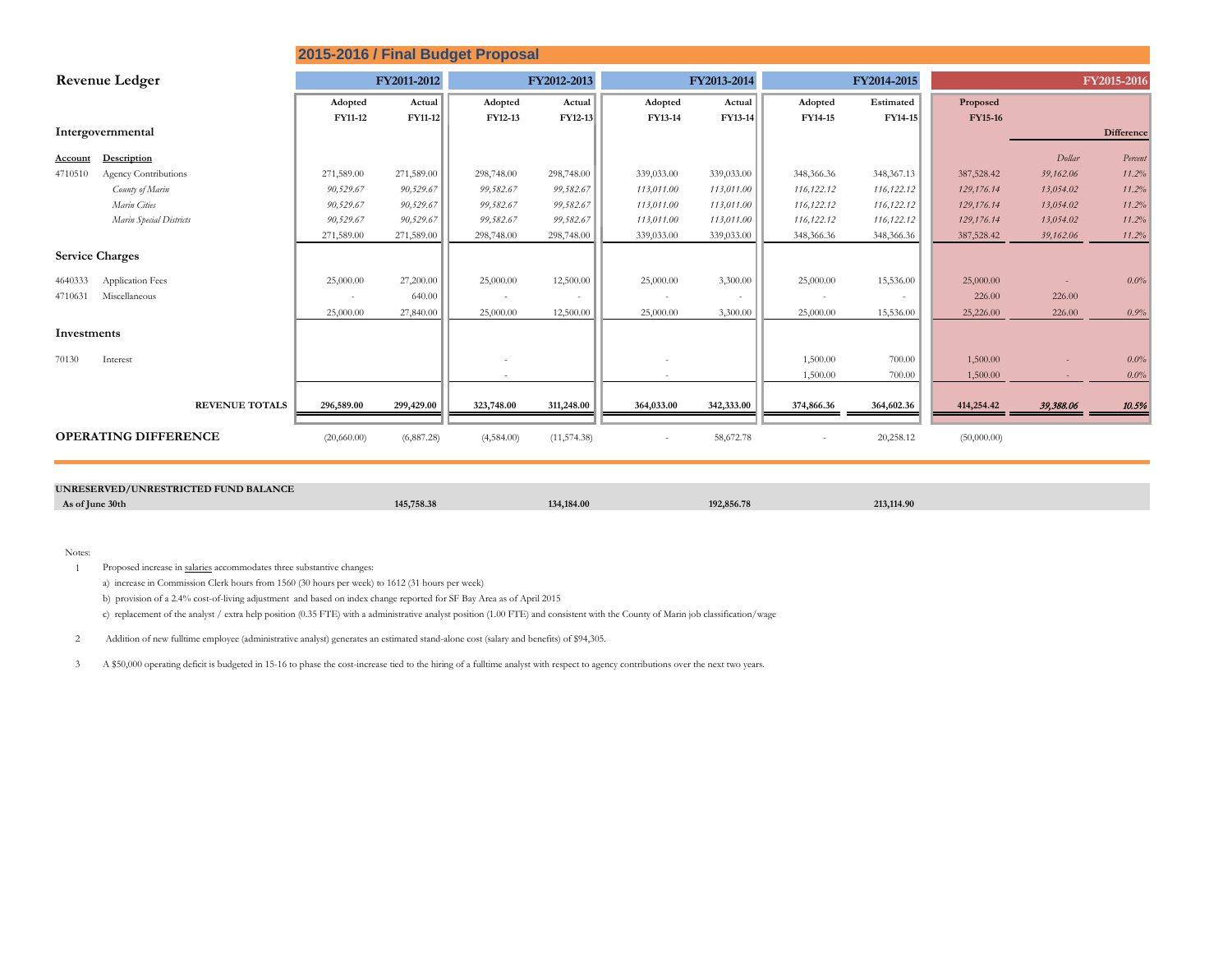# 2015-2016 / Final Budget Proposal

## Revenue Ledger

| | | FY2011-2012 | | FY2012-2013 | | FY2013-2014 | | FY2014-2015 | | FY2015-2016 | | |
|---|---|---|---|---|---|---|---|---|---|---|---|---|
| | | Adopted FY11-12 | Actual FY11-12 | Adopted FY12-13 | Actual FY12-13 | Adopted FY13-14 | Actual FY13-14 | Adopted FY14-15 | Estimated FY14-15 | Proposed FY15-16 | Difference | |
| **Intergovernmental** | | | | | | | | | | | | |
| **Account** | **Description** | | | | | | | | | | *Dollar* | *Percent* |
| 4710510 | Agency Contributions | 271,589.00 | 271,589.00 | 298,748.00 | 298,748.00 | 339,033.00 | 339,033.00 | 348,366.36 | 348,367.13 | 387,528.42 | *39,162.06* | *11.2%* |
| | *County of Marin* | *90,529.67* | *90,529.67* | *99,582.67* | *99,582.67* | *113,011.00* | *113,011.00* | *116,122.12* | *116,122.12* | *129,176.14* | *13,054.02* | *11.2%* |
| | *Marin Cities* | *90,529.67* | *90,529.67* | *99,582.67* | *99,582.67* | *113,011.00* | *113,011.00* | *116,122.12* | *116,122.12* | *129,176.14* | *13,054.02* | *11.2%* |
| | *Marin Special Districts* | *90,529.67* | *90,529.67* | *99,582.67* | *99,582.67* | *113,011.00* | *113,011.00* | *116,122.12* | *116,122.12* | *129,176.14* | *13,054.02* | *11.2%* |
| | | 271,589.00 | 271,589.00 | 298,748.00 | 298,748.00 | 339,033.00 | 339,033.00 | 348,366.36 | 348,366.36 | 387,528.42 | *39,162.06* | *11.2%* |
| **Service Charges** | | | | | | | | | | | | |
| 4640333 | Application Fees | 25,000.00 | 27,200.00 | 25,000.00 | 12,500.00 | 25,000.00 | 3,300.00 | 25,000.00 | 15,536.00 | 25,000.00 | - | *0.0%* |
| 4710631 | Miscellaneous | - | 640.00 | - | - | - | - | - | - | 226.00 | 226.00 | |
| | | 25,000.00 | 27,840.00 | 25,000.00 | 12,500.00 | 25,000.00 | 3,300.00 | 25,000.00 | 15,536.00 | 25,226.00 | 226.00 | *0.9%* |
| **Investments** | | | | | | | | | | | | |
| 70130 | Interest | | | - | | - | | 1,500.00 | 700.00 | 1,500.00 | - | *0.0%* |
| | | | | - | | - | | 1,500.00 | 700.00 | 1,500.00 | - | *0.0%* |
| | **REVENUE TOTALS** | **296,589.00** | **299,429.00** | **323,748.00** | **311,248.00** | **364,033.00** | **342,333.00** | **374,866.36** | **364,602.36** | **414,254.42** | ***39,388.06*** | ***10.5%*** |
| **OPERATING DIFFERENCE** | | (20,660.00) | (6,887.28) | (4,584.00) | (11,574.38) | - | 58,672.78 | - | 20,258.12 | (50,000.00) | | |

| UNRESERVED/UNRESTRICTED FUND BALANCE | FY2011-2012 | FY2012-2013 | FY2013-2014 | FY2014-2015 |
|---|---|---|---|---|
| **As of June 30th** | **145,758.38** | **134,184.00** | **192,856.78** | **213,114.90** |

Notes:

1. Proposed increase in salaries accommodates three substantive changes:
   a) increase in Commission Clerk hours from 1560 (30 hours per week) to 1612 (31 hours per week)
   b) provision of a 2.4% cost-of-living adjustment and based on index change reported for SF Bay Area as of April 2015
   c) replacement of the analyst / extra help position (0.35 FTE) with a administrative analyst position (1.00 FTE) and consistent with the County of Marin job classification/wage
2. Addition of new fulltime employee (administrative analyst) generates an estimated stand-alone cost (salary and benefits) of $94,305.
3. A $50,000 operating deficit is budgeted in 15-16 to phase the cost-increase tied to the hiring of a fulltime analyst with respect to agency contributions over the next two years.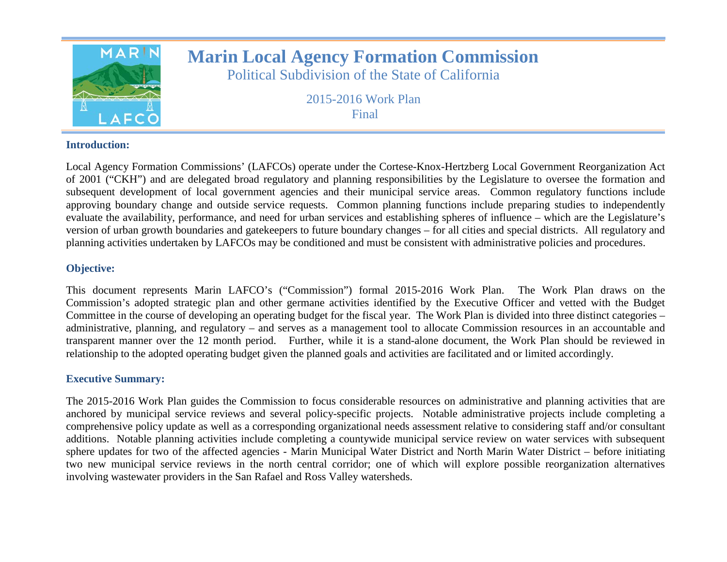# Marin Local Agency Formation Commission

Political Subdivision of the State of California

2015-2016 Work Plan
Final

### Introduction:

Local Agency Formation Commissions' (LAFCOs) operate under the Cortese-Knox-Hertzberg Local Government Reorganization Act of 2001 ("CKH") and are delegated broad regulatory and planning responsibilities by the Legislature to oversee the formation and subsequent development of local government agencies and their municipal service areas. Common regulatory functions include approving boundary change and outside service requests. Common planning functions include preparing studies to independently evaluate the availability, performance, and need for urban services and establishing spheres of influence – which are the Legislature's version of urban growth boundaries and gatekeepers to future boundary changes – for all cities and special districts. All regulatory and planning activities undertaken by LAFCOs may be conditioned and must be consistent with administrative policies and procedures.

### Objective:

This document represents Marin LAFCO's ("Commission") formal 2015-2016 Work Plan. The Work Plan draws on the Commission's adopted strategic plan and other germane activities identified by the Executive Officer and vetted with the Budget Committee in the course of developing an operating budget for the fiscal year. The Work Plan is divided into three distinct categories – administrative, planning, and regulatory – and serves as a management tool to allocate Commission resources in an accountable and transparent manner over the 12 month period. Further, while it is a stand-alone document, the Work Plan should be reviewed in relationship to the adopted operating budget given the planned goals and activities are facilitated and or limited accordingly.

### Executive Summary:

The 2015-2016 Work Plan guides the Commission to focus considerable resources on administrative and planning activities that are anchored by municipal service reviews and several policy-specific projects. Notable administrative projects include completing a comprehensive policy update as well as a corresponding organizational needs assessment relative to considering staff and/or consultant additions. Notable planning activities include completing a countywide municipal service review on water services with subsequent sphere updates for two of the affected agencies - Marin Municipal Water District and North Marin Water District – before initiating two new municipal service reviews in the north central corridor; one of which will explore possible reorganization alternatives involving wastewater providers in the San Rafael and Ross Valley watersheds.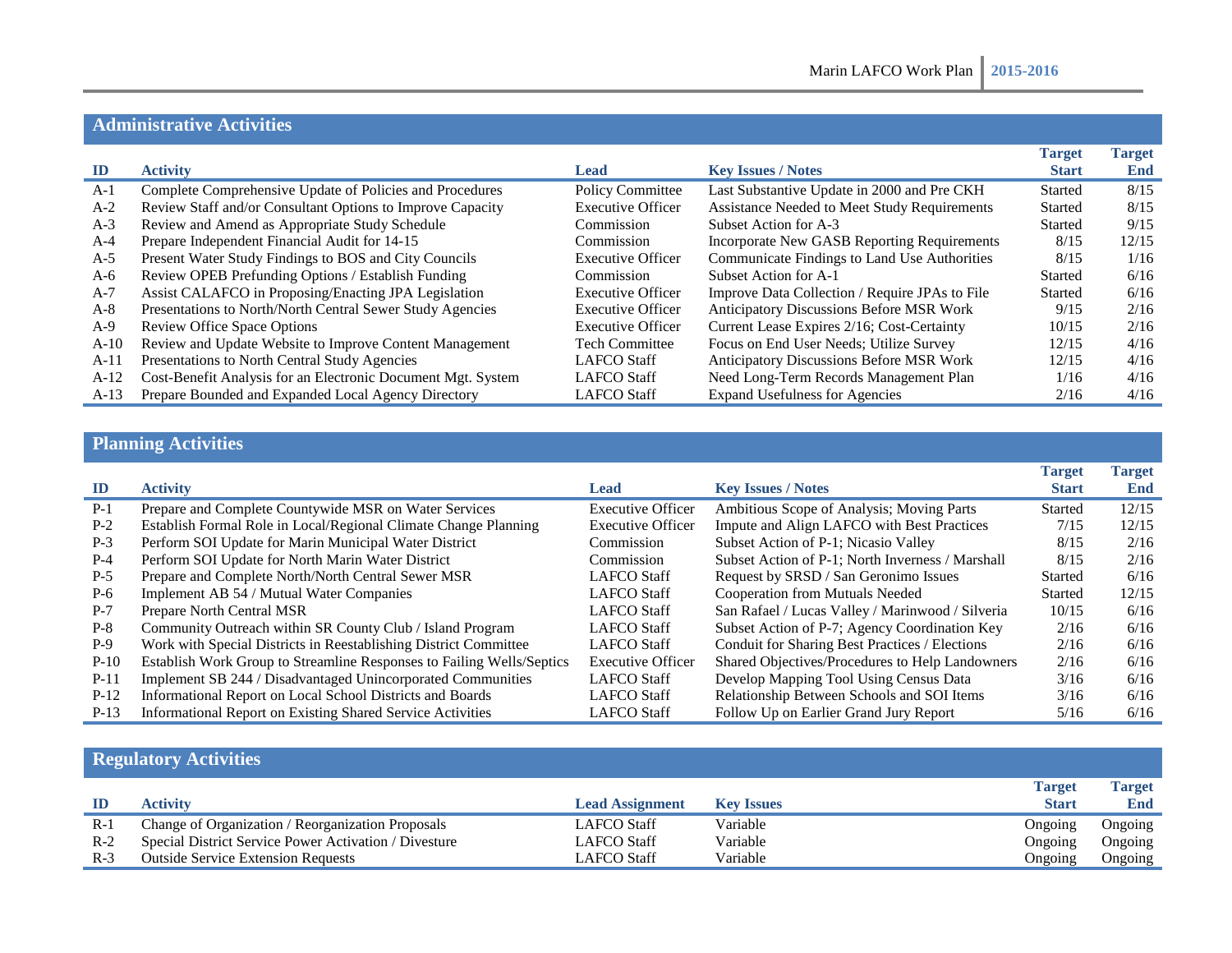## Administrative Activities

| ID | Activity | Lead | Key Issues / Notes | Target Start | Target End |
|---|---|---|---|---|---|
| A-1 | Complete Comprehensive Update of Policies and Procedures | Policy Committee | Last Substantive Update in 2000 and Pre CKH | Started | 8/15 |
| A-2 | Review Staff and/or Consultant Options to Improve Capacity | Executive Officer | Assistance Needed to Meet Study Requirements | Started | 8/15 |
| A-3 | Review and Amend as Appropriate Study Schedule | Commission | Subset Action for A-3 | Started | 9/15 |
| A-4 | Prepare Independent Financial Audit for 14-15 | Commission | Incorporate New GASB Reporting Requirements | 8/15 | 12/15 |
| A-5 | Present Water Study Findings to BOS and City Councils | Executive Officer | Communicate Findings to Land Use Authorities | 8/15 | 1/16 |
| A-6 | Review OPEB Prefunding Options / Establish Funding | Commission | Subset Action for A-1 | Started | 6/16 |
| A-7 | Assist CALAFCO in Proposing/Enacting JPA Legislation | Executive Officer | Improve Data Collection / Require JPAs to File | Started | 6/16 |
| A-8 | Presentations to North/North Central Sewer Study Agencies | Executive Officer | Anticipatory Discussions Before MSR Work | 9/15 | 2/16 |
| A-9 | Review Office Space Options | Executive Officer | Current Lease Expires 2/16; Cost-Certainty | 10/15 | 2/16 |
| A-10 | Review and Update Website to Improve Content Management | Tech Committee | Focus on End User Needs; Utilize Survey | 12/15 | 4/16 |
| A-11 | Presentations to North Central Study Agencies | LAFCO Staff | Anticipatory Discussions Before MSR Work | 12/15 | 4/16 |
| A-12 | Cost-Benefit Analysis for an Electronic Document Mgt. System | LAFCO Staff | Need Long-Term Records Management Plan | 1/16 | 4/16 |
| A-13 | Prepare Bounded and Expanded Local Agency Directory | LAFCO Staff | Expand Usefulness for Agencies | 2/16 | 4/16 |

## Planning Activities

| ID | Activity | Lead | Key Issues / Notes | Target Start | Target End |
|---|---|---|---|---|---|
| P-1 | Prepare and Complete Countywide MSR on Water Services | Executive Officer | Ambitious Scope of Analysis; Moving Parts | Started | 12/15 |
| P-2 | Establish Formal Role in Local/Regional Climate Change Planning | Executive Officer | Impute and Align LAFCO with Best Practices | 7/15 | 12/15 |
| P-3 | Perform SOI Update for Marin Municipal Water District | Commission | Subset Action of P-1; Nicasio Valley | 8/15 | 2/16 |
| P-4 | Perform SOI Update for North Marin Water District | Commission | Subset Action of P-1; North Inverness / Marshall | 8/15 | 2/16 |
| P-5 | Prepare and Complete North/North Central Sewer MSR | LAFCO Staff | Request by SRSD / San Geronimo Issues | Started | 6/16 |
| P-6 | Implement AB 54 / Mutual Water Companies | LAFCO Staff | Cooperation from Mutuals Needed | Started | 12/15 |
| P-7 | Prepare North Central MSR | LAFCO Staff | San Rafael / Lucas Valley / Marinwood / Silveria | 10/15 | 6/16 |
| P-8 | Community Outreach within SR County Club / Island Program | LAFCO Staff | Subset Action of P-7; Agency Coordination Key | 2/16 | 6/16 |
| P-9 | Work with Special Districts in Reestablishing District Committee | LAFCO Staff | Conduit for Sharing Best Practices / Elections | 2/16 | 6/16 |
| P-10 | Establish Work Group to Streamline Responses to Failing Wells/Septics | Executive Officer | Shared Objectives/Procedures to Help Landowners | 2/16 | 6/16 |
| P-11 | Implement SB 244 / Disadvantaged Unincorporated Communities | LAFCO Staff | Develop Mapping Tool Using Census Data | 3/16 | 6/16 |
| P-12 | Informational Report on Local School Districts and Boards | LAFCO Staff | Relationship Between Schools and SOI Items | 3/16 | 6/16 |
| P-13 | Informational Report on Existing Shared Service Activities | LAFCO Staff | Follow Up on Earlier Grand Jury Report | 5/16 | 6/16 |

## Regulatory Activities

| ID | Activity | Lead Assignment | Key Issues | Target Start | Target End |
|---|---|---|---|---|---|
| R-1 | Change of Organization / Reorganization Proposals | LAFCO Staff | Variable | Ongoing | Ongoing |
| R-2 | Special District Service Power Activation / Divesture | LAFCO Staff | Variable | Ongoing | Ongoing |
| R-3 | Outside Service Extension Requests | LAFCO Staff | Variable | Ongoing | Ongoing |